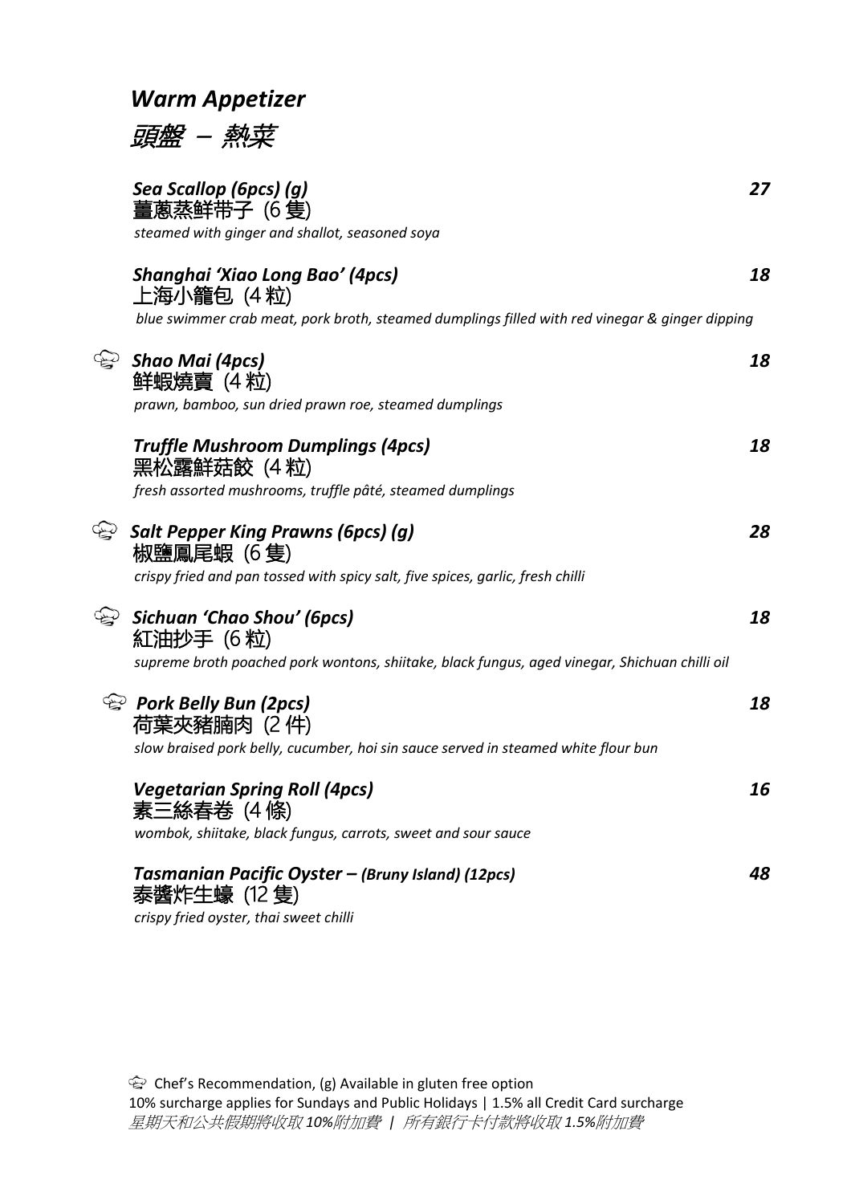# *Warm Appetizer*

## *頭盤 – 熱菜*

**Sea Scallop (6pcs) (g)** — **27**
薑蔥蒸鮮帶子 (6 隻)
*steamed with ginger and shallot, seasoned soya*

**Shanghai 'Xiao Long Bao' (4pcs)** — **18**
上海小籠包 (4 粒)
*blue swimmer crab meat, pork broth, steamed dumplings filled with red vinegar & ginger dipping*

🍽 **Shao Mai (4pcs)** — **18**
鮮蝦燒賣 (4 粒)
*prawn, bamboo, sun dried prawn roe, steamed dumplings*

**Truffle Mushroom Dumplings (4pcs)** — **18**
黑松露鮮菇餃 (4 粒)
*fresh assorted mushrooms, truffle pâté, steamed dumplings*

🍽 **Salt Pepper King Prawns (6pcs) (g)** — **28**
椒鹽鳳尾蝦 (6 隻)
*crispy fried and pan tossed with spicy salt, five spices, garlic, fresh chilli*

🍽 **Sichuan 'Chao Shou' (6pcs)** — **18**
紅油抄手 (6 粒)
*supreme broth poached pork wontons, shiitake, black fungus, aged vinegar, Shichuan chilli oil*

🍽 **Pork Belly Bun (2pcs)** — **18**
荷葉夾豬腩肉 (2 件)
*slow braised pork belly, cucumber, hoi sin sauce served in steamed white flour bun*

**Vegetarian Spring Roll (4pcs)** — **16**
素三絲春卷 (4 條)
*wombok, shiitake, black fungus, carrots, sweet and sour sauce*

**Tasmanian Pacific Oyster – (Bruny Island) (12pcs)** — **48**
泰醬炸生蠔 (12 隻)
*crispy fried oyster, thai sweet chilli*

🍽 Chef's Recommendation, (g) Available in gluten free option
10% surcharge applies for Sundays and Public Holidays | 1.5% all Credit Card surcharge
*星期天和公共假期將收取 10%附加費 | 所有銀行卡付款將收取 1.5%附加費*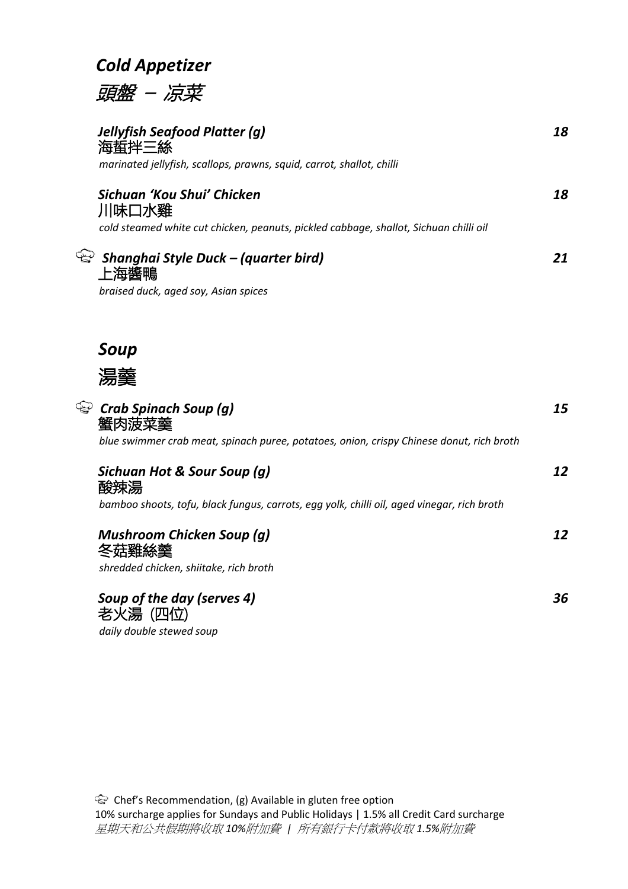## *Cold Appetizer*

## *頭盤 – 凉菜*

***Jellyfish Seafood Platter (g)*** — ***18***
**海蜇拌三絲**
*marinated jellyfish, scallops, prawns, squid, carrot, shallot, chilli*

***Sichuan 'Kou Shui' Chicken*** — ***18***
**川味口水雞**
*cold steamed white cut chicken, peanuts, pickled cabbage, shallot, Sichuan chilli oil*

🍳 ***Shanghai Style Duck – (quarter bird)*** — ***21***
**上海醬鴨**
*braised duck, aged soy, Asian spices*

## *Soup*

## 湯羹

🍳 ***Crab Spinach Soup (g)*** — ***15***
**蟹肉菠菜羹**
*blue swimmer crab meat, spinach puree, potatoes, onion, crispy Chinese donut, rich broth*

***Sichuan Hot & Sour Soup (g)*** — ***12***
**酸辣湯**
*bamboo shoots, tofu, black fungus, carrots, egg yolk, chilli oil, aged vinegar, rich broth*

***Mushroom Chicken Soup (g)*** — ***12***
**冬菇雞絲羹**
*shredded chicken, shiitake, rich broth*

***Soup of the day (serves 4)*** — ***36***
**老火湯 (四位)**
*daily double stewed soup*

🍳 Chef's Recommendation, (g) Available in gluten free option
10% surcharge applies for Sundays and Public Holidays | 1.5% all Credit Card surcharge
*星期天和公共假期將收取10%附加費 | 所有銀行卡付款將收取1.5%附加費*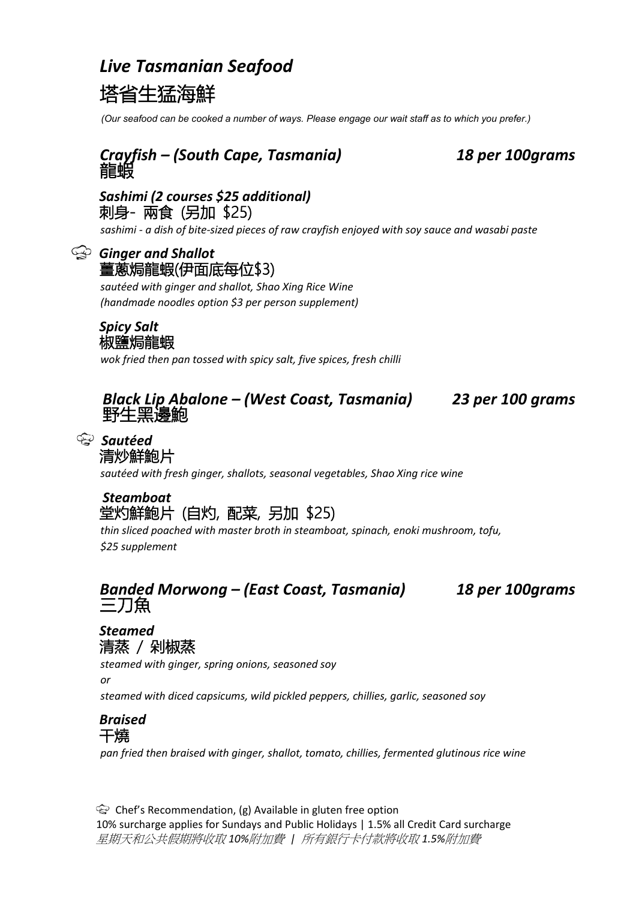# *Live Tasmanian Seafood*

# 塔省生猛海鮮

*(Our seafood can be cooked a number of ways. Please engage our wait staff as to which you prefer.)*

## *Crayfish – (South Cape, Tasmania)* — *18 per 100grams*

## 龍蝦

### *Sashimi (2 courses $25 additional)*

刺身- 兩食 (另加 $25)

*sashimi - a dish of bite-sized pieces of raw crayfish enjoyed with soy sauce and wasabi paste*

### 🍳 *Ginger and Shallot*

薑蔥焗龍蝦(伊面底每位$3)

*sautéed with ginger and shallot, Shao Xing Rice Wine*
*(handmade noodles option $3 per person supplement)*

### *Spicy Salt*

椒鹽焗龍蝦

*wok fried then pan tossed with spicy salt, five spices, fresh chilli*

## *Black Lip Abalone – (West Coast, Tasmania)* — *23 per 100 grams*

## 野生黑邊鮑

### 🍳 *Sautéed*

清炒鮮鮑片

*sautéed with fresh ginger, shallots, seasonal vegetables, Shao Xing rice wine*

### *Steamboat*

堂灼鮮鮑片 (自灼, 配菜, 另加 $25)

*thin sliced poached with master broth in steamboat, spinach, enoki mushroom, tofu, $25 supplement*

## *Banded Morwong – (East Coast, Tasmania)* — *18 per 100grams*

## 三刀魚

### *Steamed*

清蒸 / 剁椒蒸

*steamed with ginger, spring onions, seasoned soy*

*or*

*steamed with diced capsicums, wild pickled peppers, chillies, garlic, seasoned soy*

### *Braised*

干燒

*pan fried then braised with ginger, shallot, tomato, chillies, fermented glutinous rice wine*

🍳 Chef's Recommendation, (g) Available in gluten free option
10% surcharge applies for Sundays and Public Holidays | 1.5% all Credit Card surcharge
*星期天和公共假期將收取 10%附加費 | 所有銀行卡付款將收取 1.5%附加費*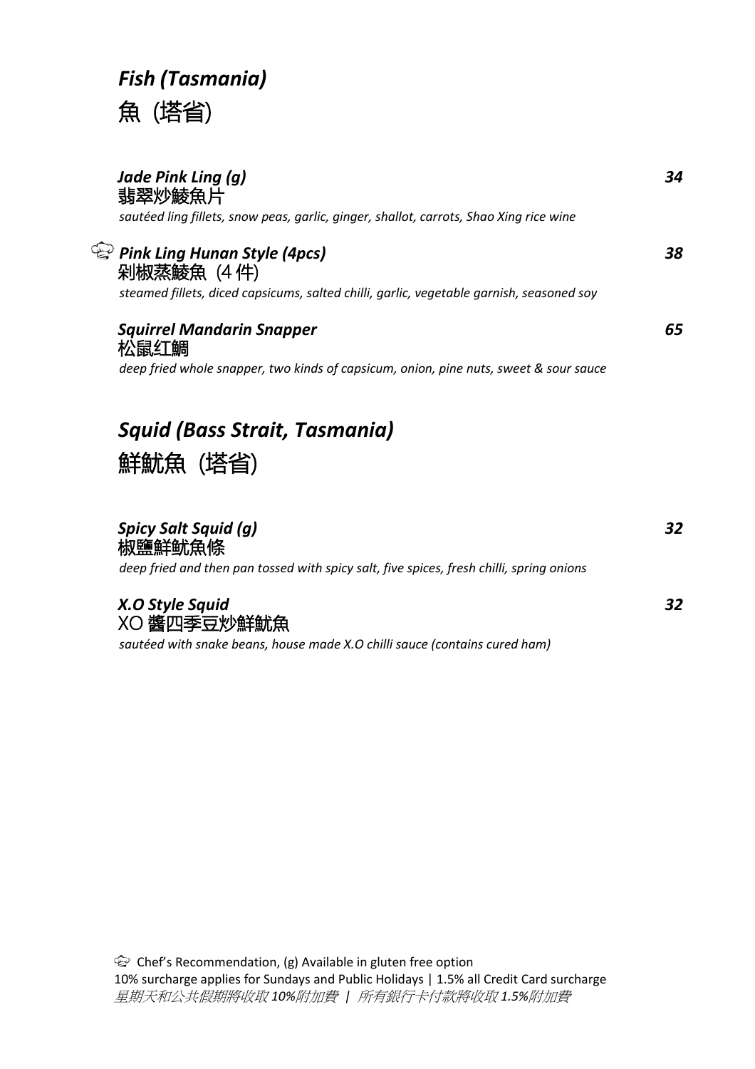## *Fish (Tasmania)*

## 魚 (塔省)

***Jade Pink Ling (g)*** — ***34***
翡翠炒鯪魚片
*sautéed ling fillets, snow peas, garlic, ginger, shallot, carrots, Shao Xing rice wine*

🧑‍🍳 ***Pink Ling Hunan Style (4pcs)*** — ***38***
剁椒蒸鯪魚 (4 件)
*steamed fillets, diced capsicums, salted chilli, garlic, vegetable garnish, seasoned soy*

***Squirrel Mandarin Snapper*** — ***65***
松鼠红鯛
*deep fried whole snapper, two kinds of capsicum, onion, pine nuts, sweet & sour sauce*

## *Squid (Bass Strait, Tasmania)*

## 鮮魷魚 (塔省)

***Spicy Salt Squid (g)*** — ***32***
椒鹽鮮魷魚條
*deep fried and then pan tossed with spicy salt, five spices, fresh chilli, spring onions*

***X.O Style Squid*** — ***32***
XO 醬四季豆炒鮮魷魚
*sautéed with snake beans, house made X.O chilli sauce (contains cured ham)*

🧑‍🍳 Chef's Recommendation, (g) Available in gluten free option
10% surcharge applies for Sundays and Public Holidays | 1.5% all Credit Card surcharge
*星期天和公共假期將收取 10%附加費 | 所有銀行卡付款將收取 1.5%附加費*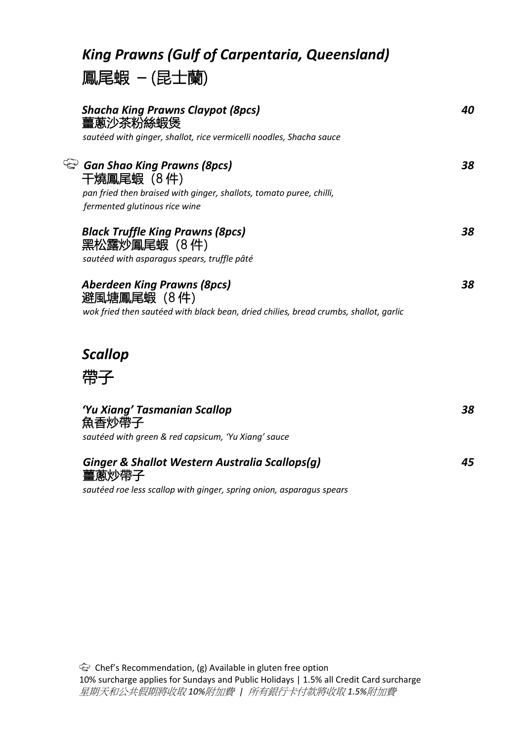# *King Prawns (Gulf of Carpentaria, Queensland)*

# 鳳尾蝦 – (昆士蘭)

***Shacha King Prawns Claypot (8pcs)*** **40**
薑蔥沙茶粉絲蝦煲
*sautéed with ginger, shallot, rice vermicelli noodles, Shacha sauce*

🍳 ***Gan Shao King Prawns (8pcs)*** **38**
干燒鳳尾蝦（8 件）
*pan fried then braised with ginger, shallots, tomato puree, chilli, fermented glutinous rice wine*

***Black Truffle King Prawns (8pcs)*** **38**
黑松露炒鳳尾蝦（8 件）
*sautéed with asparagus spears, truffle pâté*

***Aberdeen King Prawns (8pcs)*** **38**
避風塘鳳尾蝦（8 件）
*wok fried then sautéed with black bean, dried chilies, bread crumbs, shallot, garlic*

# *Scallop*

# 帶子

***'Yu Xiang' Tasmanian Scallop*** **38**
魚香炒帶子
*sautéed with green & red capsicum, 'Yu Xiang' sauce*

***Ginger & Shallot Western Australia Scallops(g)*** **45**
薑蔥炒帶子
*sautéed roe less scallop with ginger, spring onion, asparagus spears*

🍳 Chef's Recommendation, (g) Available in gluten free option
10% surcharge applies for Sundays and Public Holidays | 1.5% all Credit Card surcharge
*星期天和公共假期將收取 10%附加費 | 所有銀行卡付款將收取 1.5%附加費*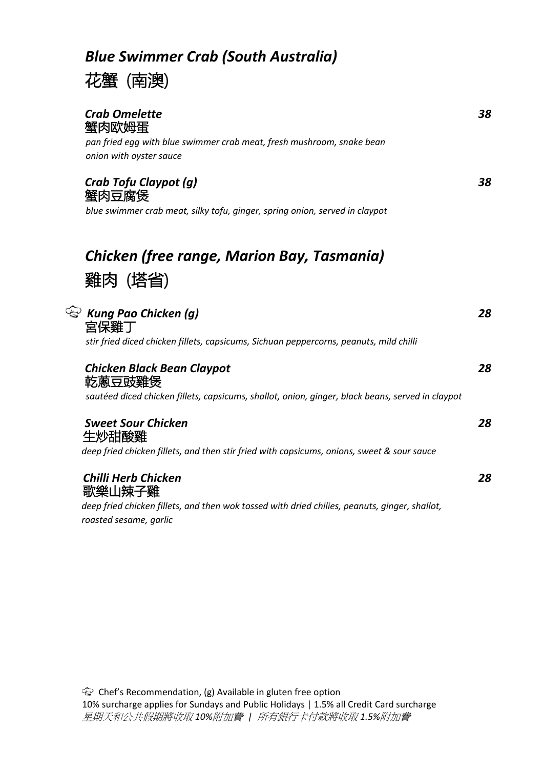## *Blue Swimmer Crab (South Australia)*

## 花蟹 (南澳)

***Crab Omelette*** ***38***
蟹肉欧姆蛋
*pan fried egg with blue swimmer crab meat, fresh mushroom, snake bean onion with oyster sauce*

***Crab Tofu Claypot (g)*** ***38***
蟹肉豆腐煲
*blue swimmer crab meat, silky tofu, ginger, spring onion, served in claypot*

## *Chicken (free range, Marion Bay, Tasmania)*

## 雞肉 (塔省)

***Kung Pao Chicken (g)*** ***28***
宮保雞丁
*stir fried diced chicken fillets, capsicums, Sichuan peppercorns, peanuts, mild chilli*

***Chicken Black Bean Claypot*** ***28***
乾蔥豆豉雞煲
*sautéed diced chicken fillets, capsicums, shallot, onion, ginger, black beans, served in claypot*

***Sweet Sour Chicken*** ***28***
生炒甜酸雞
*deep fried chicken fillets, and then stir fried with capsicums, onions, sweet & sour sauce*

***Chilli Herb Chicken*** ***28***
歌樂山辣子雞
*deep fried chicken fillets, and then wok tossed with dried chilies, peanuts, ginger, shallot, roasted sesame, garlic*

Chef's Recommendation, (g) Available in gluten free option
10% surcharge applies for Sundays and Public Holidays | 1.5% all Credit Card surcharge
*星期天和公共假期將收取10%附加費 | 所有銀行卡付款將收取1.5%附加費*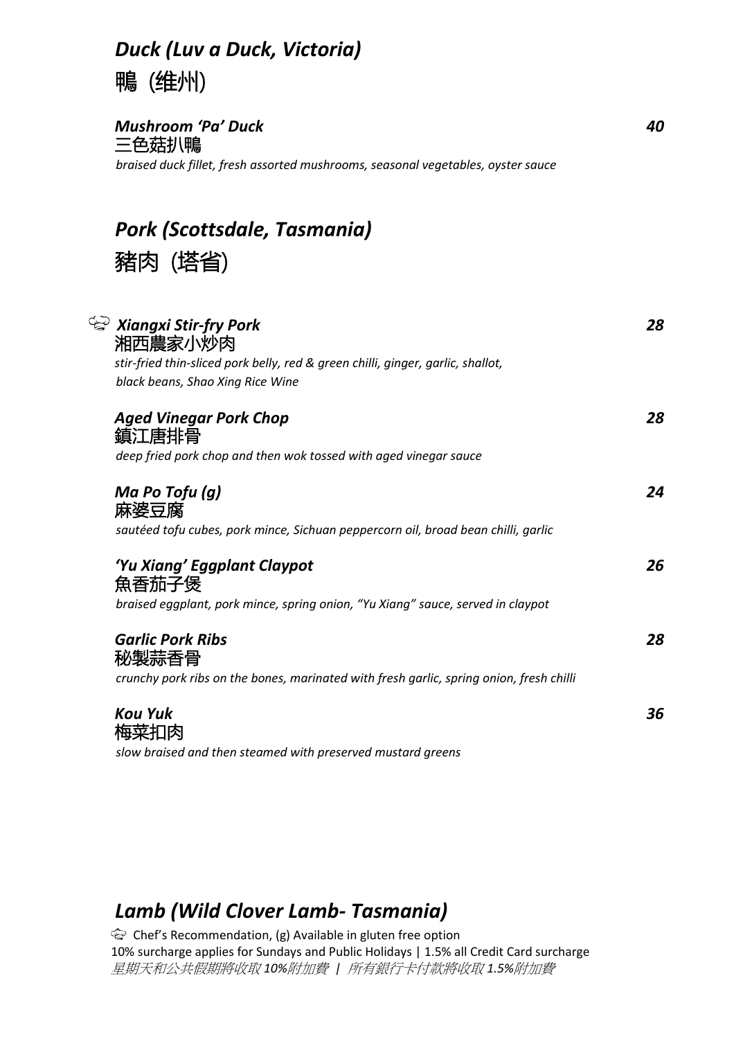## *Duck (Luv a Duck, Victoria)*
## 鴨（维州）

***Mushroom 'Pa' Duck*** **40**
三色菇扒鴨
*braised duck fillet, fresh assorted mushrooms, seasonal vegetables, oyster sauce*

## *Pork (Scottsdale, Tasmania)*
## 豬肉（塔省）

🧑‍🍳 ***Xiangxi Stir-fry Pork*** **28**
湘西農家小炒肉
*stir-fried thin-sliced pork belly, red & green chilli, ginger, garlic, shallot, black beans, Shao Xing Rice Wine*

***Aged Vinegar Pork Chop*** **28**
鎮江唐排骨
*deep fried pork chop and then wok tossed with aged vinegar sauce*

***Ma Po Tofu (g)*** **24**
麻婆豆腐
*sautéed tofu cubes, pork mince, Sichuan peppercorn oil, broad bean chilli, garlic*

***'Yu Xiang' Eggplant Claypot*** **26**
魚香茄子煲
*braised eggplant, pork mince, spring onion, "Yu Xiang" sauce, served in claypot*

***Garlic Pork Ribs*** **28**
秘製蒜香骨
*crunchy pork ribs on the bones, marinated with fresh garlic, spring onion, fresh chilli*

***Kou Yuk*** **36**
梅菜扣肉
*slow braised and then steamed with preserved mustard greens*

## *Lamb (Wild Clover Lamb- Tasmania)*

🧑‍🍳 Chef's Recommendation, (g) Available in gluten free option
10% surcharge applies for Sundays and Public Holidays | 1.5% all Credit Card surcharge
*星期天和公共假期將收取 10%附加費 | 所有銀行卡付款將收取 1.5%附加費*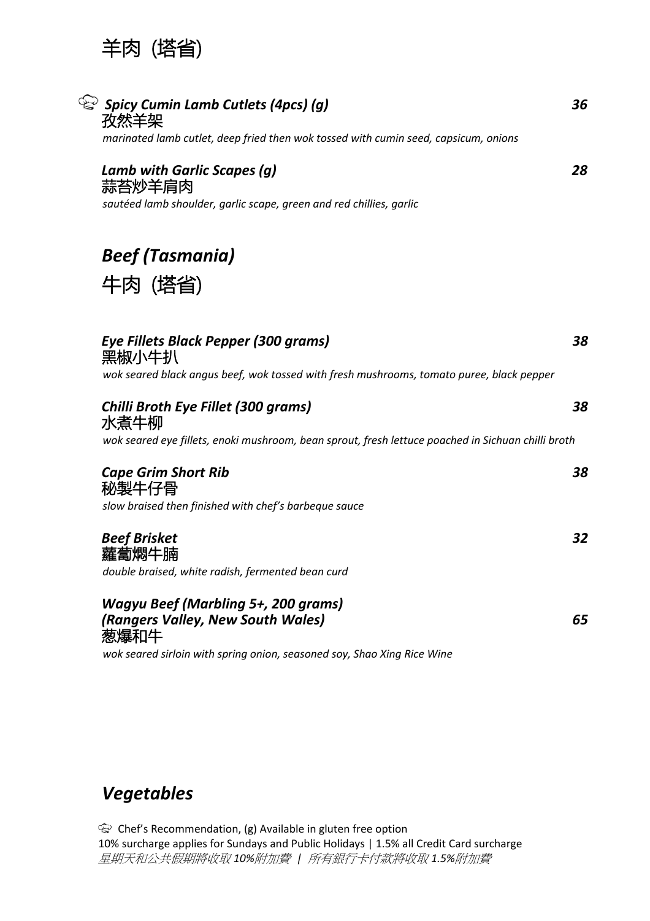## 羊肉 (塔省)

🍳 ***Spicy Cumin Lamb Cutlets (4pcs) (g)*** **36**
孜然羊架
*marinated lamb cutlet, deep fried then wok tossed with cumin seed, capsicum, onions*

***Lamb with Garlic Scapes (g)*** **28**
蒜苔炒羊肩肉
*sautéed lamb shoulder, garlic scape, green and red chillies, garlic*

## *Beef (Tasmania)*

## 牛肉 (塔省)

***Eye Fillets Black Pepper (300 grams)*** **38**
黑椒小牛扒
*wok seared black angus beef, wok tossed with fresh mushrooms, tomato puree, black pepper*

***Chilli Broth Eye Fillet (300 grams)*** **38**
水煮牛柳
*wok seared eye fillets, enoki mushroom, bean sprout, fresh lettuce poached in Sichuan chilli broth*

***Cape Grim Short Rib*** **38**
秘製牛仔骨
*slow braised then finished with chef's barbeque sauce*

***Beef Brisket*** **32**
蘿蔔燜牛腩
*double braised, white radish, fermented bean curd*

***Wagyu Beef (Marbling 5+, 200 grams)***
***(Rangers Valley, New South Wales)*** **65**
蔥爆和牛
*wok seared sirloin with spring onion, seasoned soy, Shao Xing Rice Wine*

## *Vegetables*

🍳 Chef's Recommendation, (g) Available in gluten free option
10% surcharge applies for Sundays and Public Holidays | 1.5% all Credit Card surcharge
*星期天和公共假期將收取 10%附加費 | 所有銀行卡付款將收取 1.5%附加費*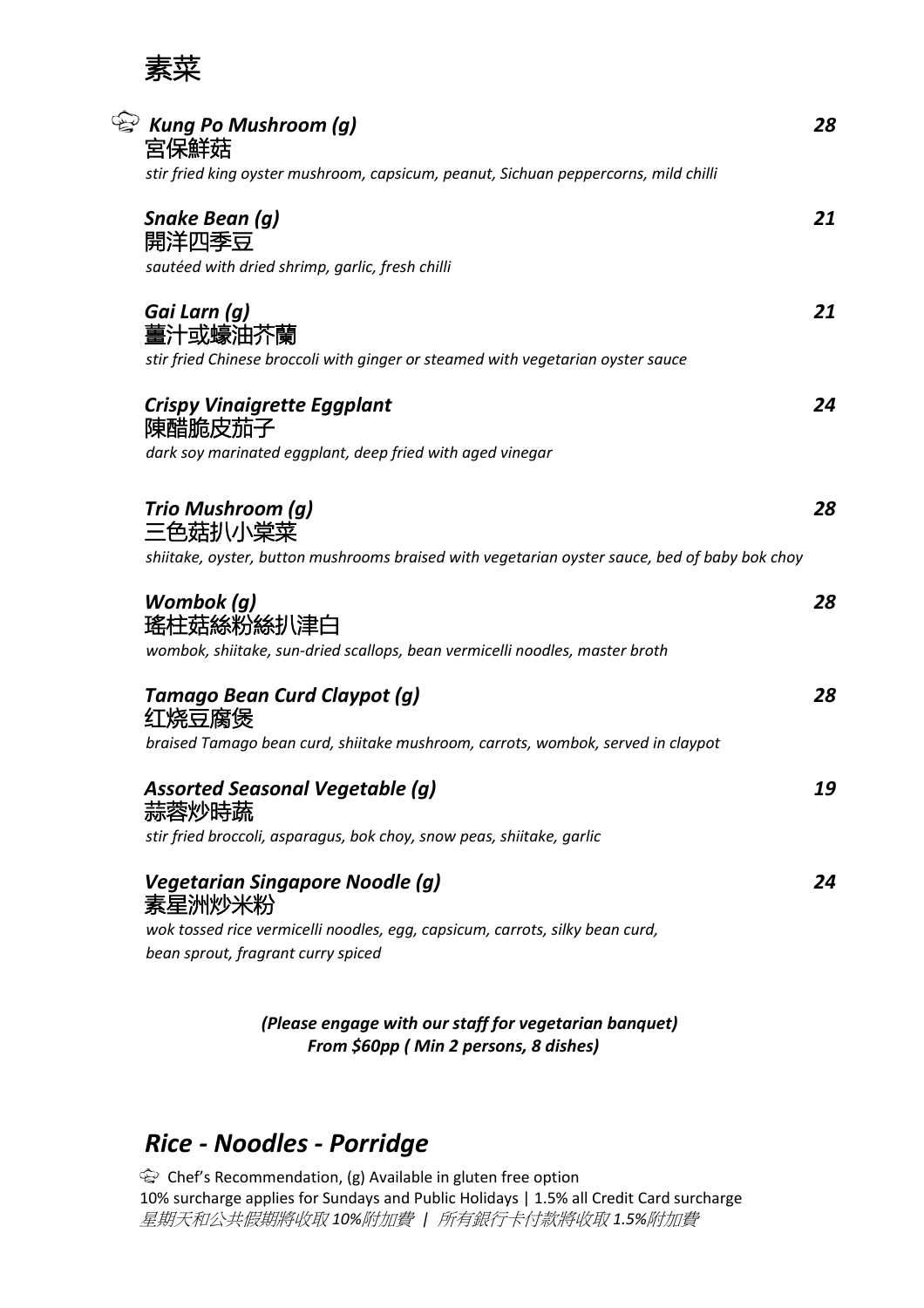# 素菜

🍽 ***Kung Po Mushroom (g)*** **28**
宮保鮮菇
*stir fried king oyster mushroom, capsicum, peanut, Sichuan peppercorns, mild chilli*

***Snake Bean (g)*** **21**
開洋四季豆
*sautéed with dried shrimp, garlic, fresh chilli*

***Gai Larn (g)*** **21**
薑汁或蠔油芥蘭
*stir fried Chinese broccoli with ginger or steamed with vegetarian oyster sauce*

***Crispy Vinaigrette Eggplant*** **24**
陳醋脆皮茄子
*dark soy marinated eggplant, deep fried with aged vinegar*

***Trio Mushroom (g)*** **28**
三色菇扒小棠菜
*shiitake, oyster, button mushrooms braised with vegetarian oyster sauce, bed of baby bok choy*

***Wombok (g)*** **28**
瑤柱菇絲粉絲扒津白
*wombok, shiitake, sun-dried scallops, bean vermicelli noodles, master broth*

***Tamago Bean Curd Claypot (g)*** **28**
红烧豆腐煲
*braised Tamago bean curd, shiitake mushroom, carrots, wombok, served in claypot*

***Assorted Seasonal Vegetable (g)*** **19**
蒜蓉炒時蔬
*stir fried broccoli, asparagus, bok choy, snow peas, shiitake, garlic*

***Vegetarian Singapore Noodle (g)*** **24**
素星洲炒米粉
*wok tossed rice vermicelli noodles, egg, capsicum, carrots, silky bean curd, bean sprout, fragrant curry spiced*

***(Please engage with our staff for vegetarian banquet)***
***From $60pp ( Min 2 persons, 8 dishes)***

## *Rice - Noodles - Porridge*

🍽 Chef's Recommendation, (g) Available in gluten free option
10% surcharge applies for Sundays and Public Holidays | 1.5% all Credit Card surcharge
*星期天和公共假期將收取 10%附加費 | 所有銀行卡付款將收取 1.5%附加費*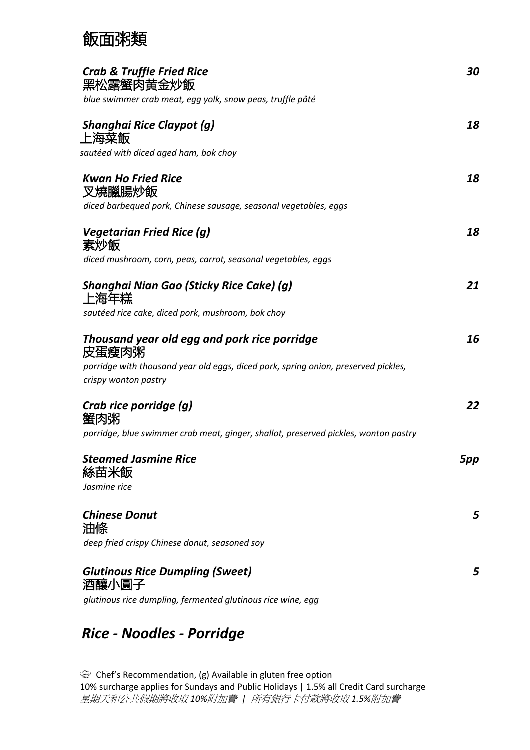# 飯面粥類

***Crab & Truffle Fried Rice*** **30**
黑松露蟹肉黃金炒飯
*blue swimmer crab meat, egg yolk, snow peas, truffle pâté*

***Shanghai Rice Claypot (g)*** **18**
上海菜飯
*sautéed with diced aged ham, bok choy*

***Kwan Ho Fried Rice*** **18**
叉燒臘腸炒飯
*diced barbequed pork, Chinese sausage, seasonal vegetables, eggs*

***Vegetarian Fried Rice (g)*** **18**
素炒飯
*diced mushroom, corn, peas, carrot, seasonal vegetables, eggs*

***Shanghai Nian Gao (Sticky Rice Cake) (g)*** **21**
上海年糕
*sautéed rice cake, diced pork, mushroom, bok choy*

***Thousand year old egg and pork rice porridge*** **16**
皮蛋瘦肉粥
*porridge with thousand year old eggs, diced pork, spring onion, preserved pickles, crispy wonton pastry*

***Crab rice porridge (g)*** **22**
蟹肉粥
*porridge, blue swimmer crab meat, ginger, shallot, preserved pickles, wonton pastry*

***Steamed Jasmine Rice*** **5pp**
絲苗米飯
*Jasmine rice*

***Chinese Donut*** **5**
油條
*deep fried crispy Chinese donut, seasoned soy*

***Glutinous Rice Dumpling (Sweet)*** **5**
酒釀小圓子
*glutinous rice dumpling, fermented glutinous rice wine, egg*

## *Rice - Noodles - Porridge*

Chef's Recommendation, (g) Available in gluten free option
10% surcharge applies for Sundays and Public Holidays | 1.5% all Credit Card surcharge
*星期天和公共假期將收取 10%附加費 | 所有銀行卡付款將收取 1.5%附加費*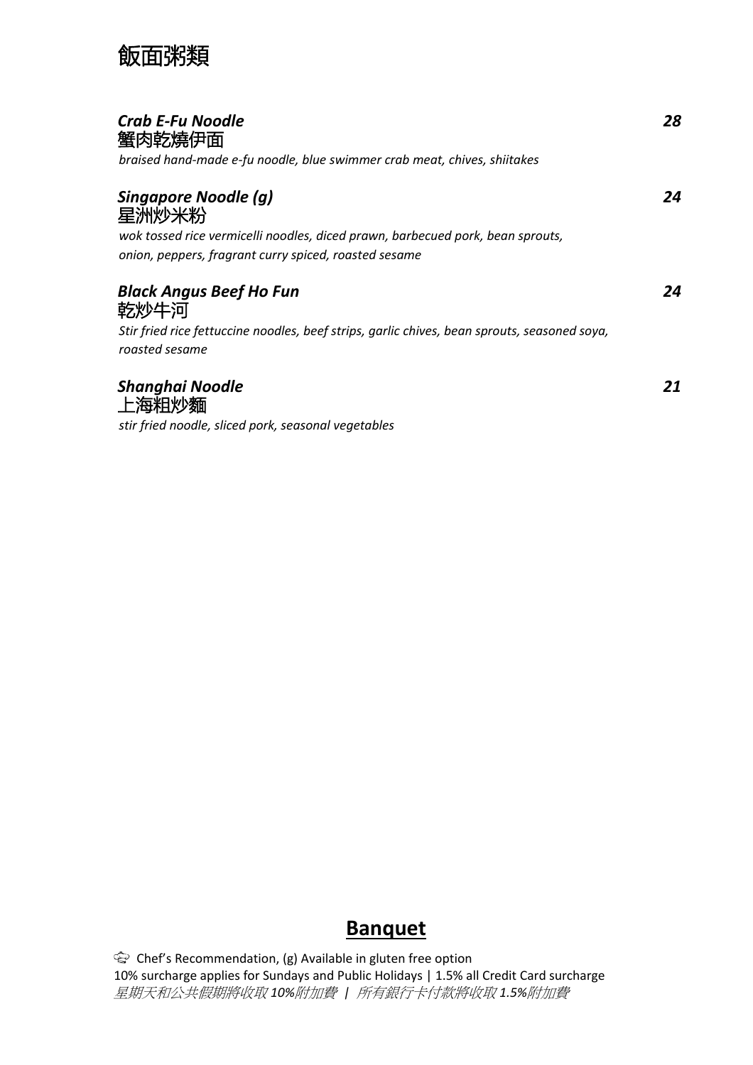# 飯面粥類

### *Crab E-Fu Noodle* — *28*
蟹肉乾燒伊面

*braised hand-made e-fu noodle, blue swimmer crab meat, chives, shiitakes*

### *Singapore Noodle (g)* — *24*
星洲炒米粉

*wok tossed rice vermicelli noodles, diced prawn, barbecued pork, bean sprouts, onion, peppers, fragrant curry spiced, roasted sesame*

### *Black Angus Beef Ho Fun* — *24*
乾炒牛河

*Stir fried rice fettuccine noodles, beef strips, garlic chives, bean sprouts, seasoned soya, roasted sesame*

### *Shanghai Noodle* — *21*
上海粗炒麵

*stir fried noodle, sliced pork, seasonal vegetables*

## **Banquet**

Chef's Recommendation, (g) Available in gluten free option
10% surcharge applies for Sundays and Public Holidays | 1.5% all Credit Card surcharge
*星期天和公共假期將收取 10%附加費 | 所有銀行卡付款將收取 1.5%附加費*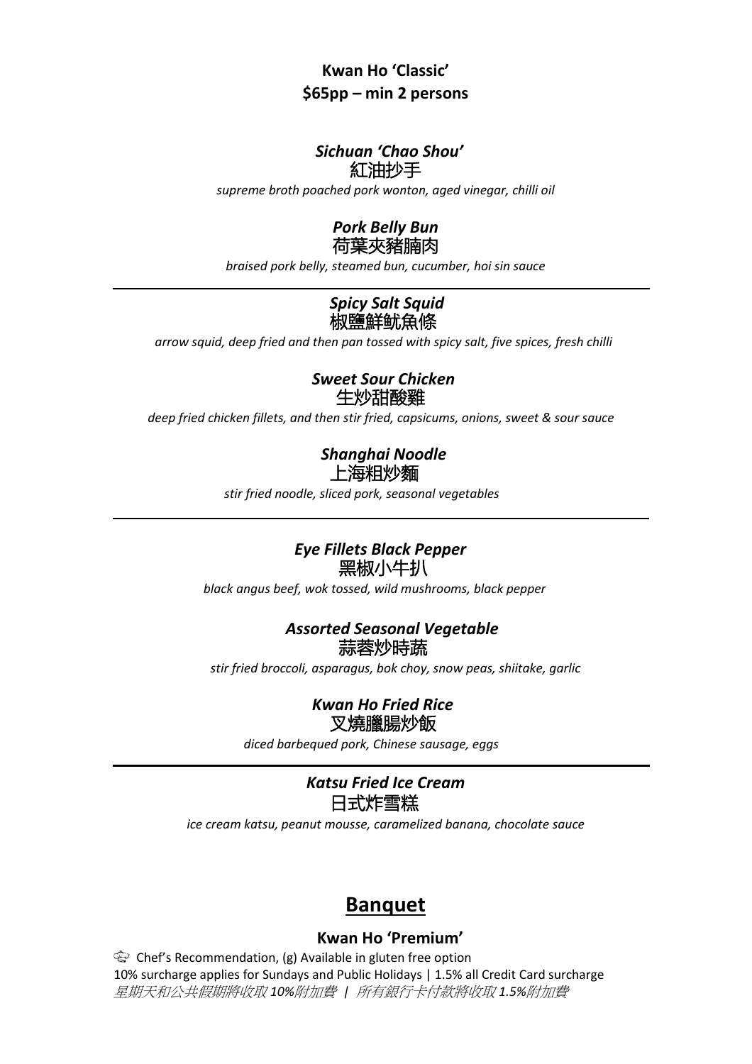**Kwan Ho 'Classic'**
**$65pp – min 2 persons**

***Sichuan 'Chao Shou'***
紅油抄手
*supreme broth poached pork wonton, aged vinegar, chilli oil*

***Pork Belly Bun***
荷葉夾豬腩肉
*braised pork belly, steamed bun, cucumber, hoi sin sauce*

---

***Spicy Salt Squid***
椒鹽鮮魷魚條
*arrow squid, deep fried and then pan tossed with spicy salt, five spices, fresh chilli*

***Sweet Sour Chicken***
生炒甜酸雞
*deep fried chicken fillets, and then stir fried, capsicums, onions, sweet & sour sauce*

***Shanghai Noodle***
上海粗炒麵
*stir fried noodle, sliced pork, seasonal vegetables*

---

***Eye Fillets Black Pepper***
黑椒小牛扒
*black angus beef, wok tossed, wild mushrooms, black pepper*

***Assorted Seasonal Vegetable***
蒜蓉炒時蔬
*stir fried broccoli, asparagus, bok choy, snow peas, shiitake, garlic*

***Kwan Ho Fried Rice***
叉燒臘腸炒飯
*diced barbequed pork, Chinese sausage, eggs*

---

***Katsu Fried Ice Cream***
日式炸雪糕
*ice cream katsu, peanut mousse, caramelized banana, chocolate sauce*

## Banquet

**Kwan Ho 'Premium'**

Chef's Recommendation, (g) Available in gluten free option
10% surcharge applies for Sundays and Public Holidays | 1.5% all Credit Card surcharge
*星期天和公共假期將收取10%附加費 | 所有銀行卡付款將收取1.5%附加費*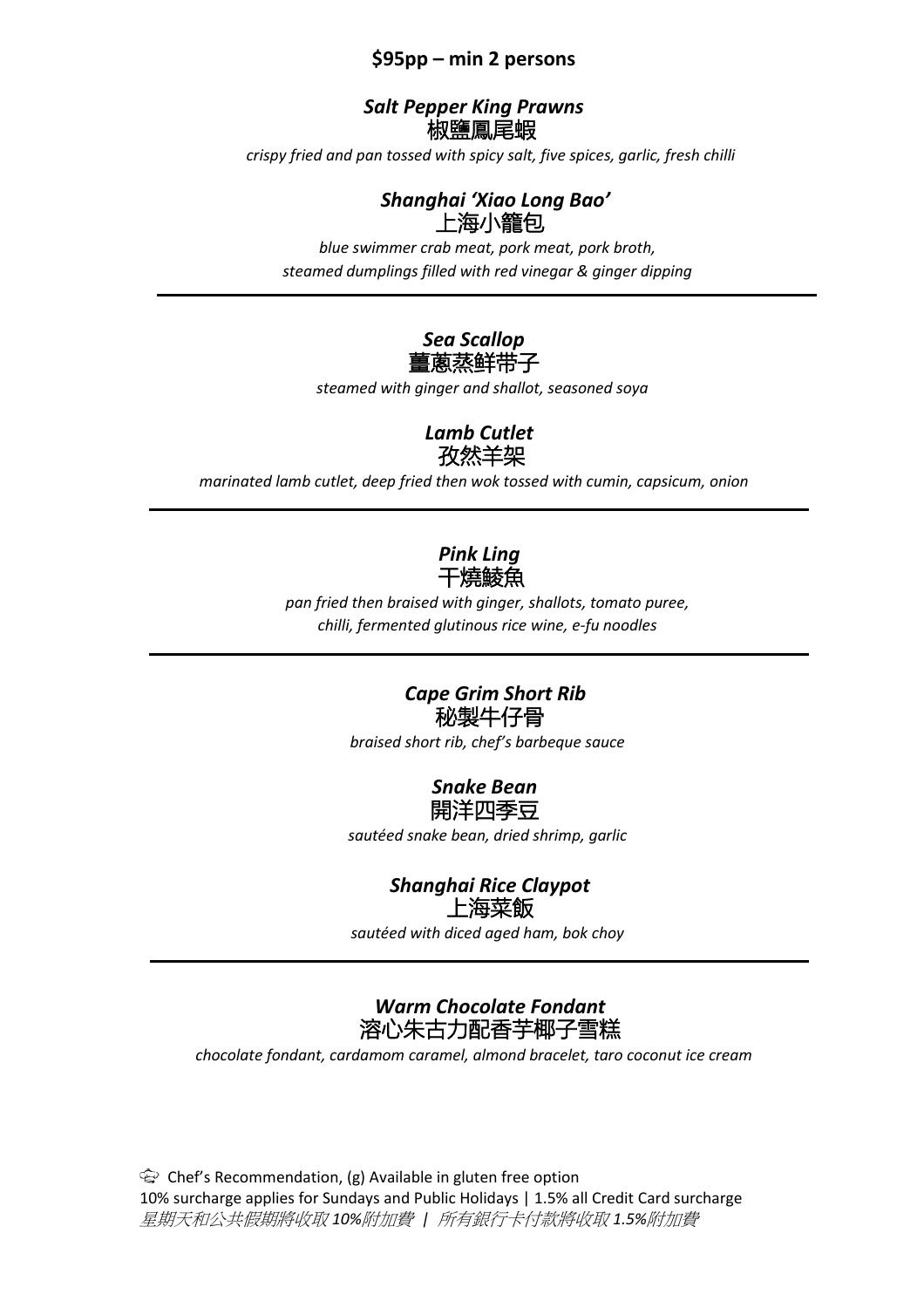**$95pp – min 2 persons**

***Salt Pepper King Prawns***
椒鹽鳳尾蝦
*crispy fried and pan tossed with spicy salt, five spices, garlic, fresh chilli*

***Shanghai 'Xiao Long Bao'***
上海小籠包
*blue swimmer crab meat, pork meat, pork broth,*
*steamed dumplings filled with red vinegar & ginger dipping*

---

***Sea Scallop***
薑蔥蒸鮮带子
*steamed with ginger and shallot, seasoned soya*

***Lamb Cutlet***
孜然羊架
*marinated lamb cutlet, deep fried then wok tossed with cumin, capsicum, onion*

---

***Pink Ling***
干燒鯪魚
*pan fried then braised with ginger, shallots, tomato puree,*
*chilli, fermented glutinous rice wine, e-fu noodles*

---

***Cape Grim Short Rib***
秘製牛仔骨
*braised short rib, chef's barbeque sauce*

***Snake Bean***
開洋四季豆
*sautéed snake bean, dried shrimp, garlic*

***Shanghai Rice Claypot***
上海菜飯
*sautéed with diced aged ham, bok choy*

---

***Warm Chocolate Fondant***
溶心朱古力配香芋椰子雪糕
*chocolate fondant, cardamom caramel, almond bracelet, taro coconut ice cream*

Chef's Recommendation, (g) Available in gluten free option
10% surcharge applies for Sundays and Public Holidays | 1.5% all Credit Card surcharge
*星期天和公共假期將收取10%附加費 | 所有銀行卡付款將收取1.5%附加費*